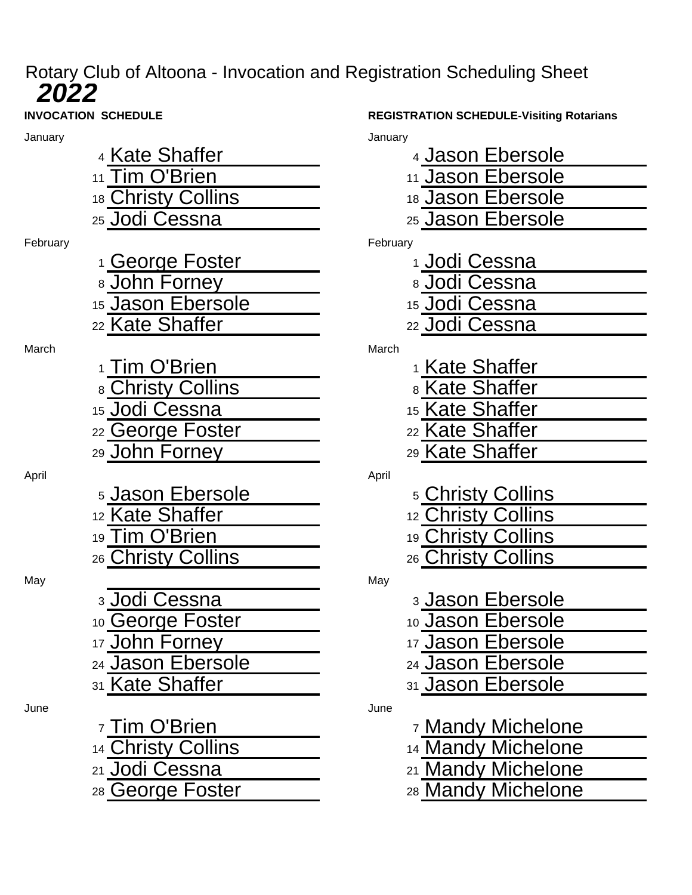# Rotary Club of Altoona - Invocation and Registration Scheduling Sheet

## *2022*

**INVOCATION SCHEDULE**

January

- 4 Kate Shaffer
- 11 Tim O'Brien
- 18 Christy Collins
- 25 Jodi Cessna

February

- 1 George Foster
- 8 John Forney
- 15 Jason Ebersole
- 22 Kate Shaffer

March

- 1 Tim O'Brien
- 8 Christy Collins
- 15 Jodi Cessna
- 22 George Foster
- 29 John Forney

April

- 5 Jason Ebersole
- 12 Kate Shaffer
- 19 Tim O'Brien
- 26 Christy Collins

May

- 3 Jodi Cessna
- 10 George Foster
- 17 John Forney
- 24 Jason Ebersole
- 31 Kate Shaffer

June

- 7 Tim O'Brien
- 14 Christy Collins
- 21 Jodi Cessna
- 28 George Foster

**REGISTRATION SCHEDULE-Visiting Rotarians**

January

- 4 Jason Ebersole
- 11 Jason Ebersole
- 18 Jason Ebersole
- 25 Jason Ebersole

February

- 1 Jodi Cessna
- 8 Jodi Cessna
- 15 Jodi Cessna
- 22 Jodi Cessna

March

- 1 Kate Shaffer
- 8 Kate Shaffer
- 15 Kate Shaffer
- 22 Kate Shaffer
- 29 Kate Shaffer

April

- 5 Christy Collins
- 12 Christy Collins
- 19 Christy Collins
- 26 Christy Collins

May

- 3 Jason Ebersole
- 10 Jason Ebersole
- 17 Jason Ebersole
- 24 Jason Ebersole
- 31 Jason Ebersole

June

- 7 Mandy Michelone
- 14 Mandy Michelone
- 21 Mandy Michelone
- 28 Mandy Michelone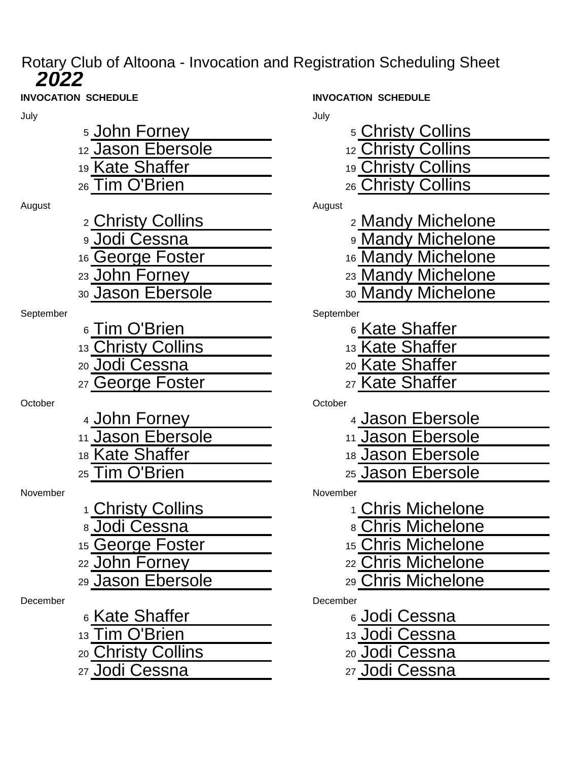Rotary Club of Altoona - Invocation and Registration Scheduling Sheet

***2022***

**INVOCATION SCHEDULE**

July

5 John Forney
12 Jason Ebersole
19 Kate Shaffer
26 Tim O'Brien

August

2 Christy Collins
9 Jodi Cessna
16 George Foster
23 John Forney
30 Jason Ebersole

September

6 Tim O'Brien
13 Christy Collins
20 Jodi Cessna
27 George Foster

October

4 John Forney
11 Jason Ebersole
18 Kate Shaffer
25 Tim O'Brien

November

1 Christy Collins
8 Jodi Cessna
15 George Foster
22 John Forney
29 Jason Ebersole

December

6 Kate Shaffer
13 Tim O'Brien
20 Christy Collins
27 Jodi Cessna

**INVOCATION SCHEDULE**

July

5 Christy Collins
12 Christy Collins
19 Christy Collins
26 Christy Collins

August

2 Mandy Michelone
9 Mandy Michelone
16 Mandy Michelone
23 Mandy Michelone
30 Mandy Michelone

September

6 Kate Shaffer
13 Kate Shaffer
20 Kate Shaffer
27 Kate Shaffer

October

4 Jason Ebersole
11 Jason Ebersole
18 Jason Ebersole
25 Jason Ebersole

November

1 Chris Michelone
8 Chris Michelone
15 Chris Michelone
22 Chris Michelone
29 Chris Michelone

December

6 Jodi Cessna
13 Jodi Cessna
20 Jodi Cessna
27 Jodi Cessna